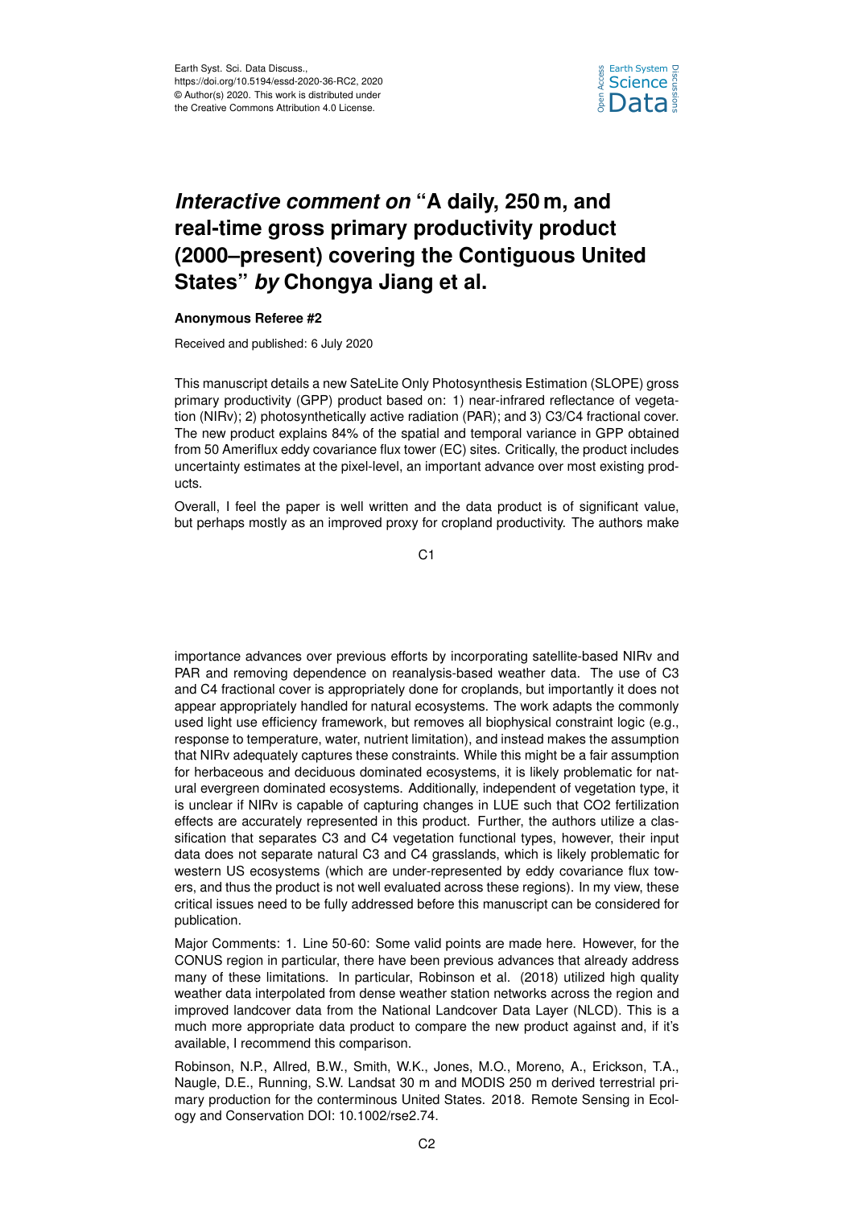Earth Syst. Sci. Data Discuss.,
https://doi.org/10.5194/essd-2020-36-RC2, 2020
© Author(s) 2020. This work is distributed under
the Creative Commons Attribution 4.0 License.

# *Interactive comment on* "A daily, 250 m, and real-time gross primary productivity product (2000–present) covering the Contiguous United States" *by* Chongya Jiang et al.

**Anonymous Referee #2**

Received and published: 6 July 2020

This manuscript details a new SateLite Only Photosynthesis Estimation (SLOPE) gross primary productivity (GPP) product based on: 1) near-infrared reflectance of vegetation (NIRv); 2) photosynthetically active radiation (PAR); and 3) C3/C4 fractional cover. The new product explains 84% of the spatial and temporal variance in GPP obtained from 50 Ameriflux eddy covariance flux tower (EC) sites. Critically, the product includes uncertainty estimates at the pixel-level, an important advance over most existing products.

Overall, I feel the paper is well written and the data product is of significant value, but perhaps mostly as an improved proxy for cropland productivity. The authors make importance advances over previous efforts by incorporating satellite-based NIRv and PAR and removing dependence on reanalysis-based weather data. The use of C3 and C4 fractional cover is appropriately done for croplands, but importantly it does not appear appropriately handled for natural ecosystems. The work adapts the commonly used light use efficiency framework, but removes all biophysical constraint logic (e.g., response to temperature, water, nutrient limitation), and instead makes the assumption that NIRv adequately captures these constraints. While this might be a fair assumption for herbaceous and deciduous dominated ecosystems, it is likely problematic for natural evergreen dominated ecosystems. Additionally, independent of vegetation type, it is unclear if NIRv is capable of capturing changes in LUE such that CO2 fertilization effects are accurately represented in this product. Further, the authors utilize a classification that separates C3 and C4 vegetation functional types, however, their input data does not separate natural C3 and C4 grasslands, which is likely problematic for western US ecosystems (which are under-represented by eddy covariance flux towers, and thus the product is not well evaluated across these regions). In my view, these critical issues need to be fully addressed before this manuscript can be considered for publication.

Major Comments: 1. Line 50-60: Some valid points are made here. However, for the CONUS region in particular, there have been previous advances that already address many of these limitations. In particular, Robinson et al. (2018) utilized high quality weather data interpolated from dense weather station networks across the region and improved landcover data from the National Landcover Data Layer (NLCD). This is a much more appropriate data product to compare the new product against and, if it's available, I recommend this comparison.

Robinson, N.P., Allred, B.W., Smith, W.K., Jones, M.O., Moreno, A., Erickson, T.A., Naugle, D.E., Running, S.W. Landsat 30 m and MODIS 250 m derived terrestrial primary production for the conterminous United States. 2018. Remote Sensing in Ecology and Conservation DOI: 10.1002/rse2.74.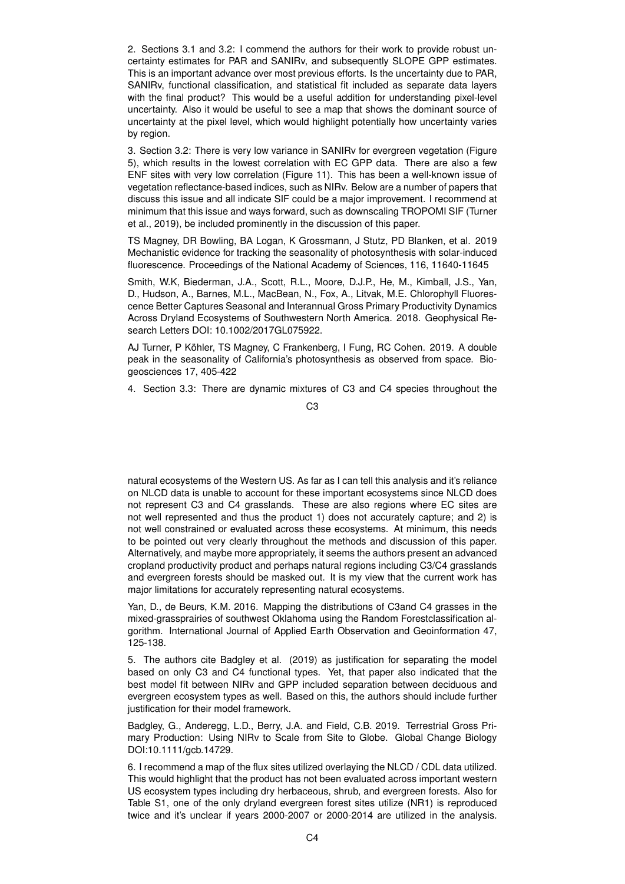2. Sections 3.1 and 3.2: I commend the authors for their work to provide robust uncertainty estimates for PAR and SANIRv, and subsequently SLOPE GPP estimates. This is an important advance over most previous efforts. Is the uncertainty due to PAR, SANIRv, functional classification, and statistical fit included as separate data layers with the final product? This would be a useful addition for understanding pixel-level uncertainty. Also it would be useful to see a map that shows the dominant source of uncertainty at the pixel level, which would highlight potentially how uncertainty varies by region.

3. Section 3.2: There is very low variance in SANIRv for evergreen vegetation (Figure 5), which results in the lowest correlation with EC GPP data. There are also a few ENF sites with very low correlation (Figure 11). This has been a well-known issue of vegetation reflectance-based indices, such as NIRv. Below are a number of papers that discuss this issue and all indicate SIF could be a major improvement. I recommend at minimum that this issue and ways forward, such as downscaling TROPOMI SIF (Turner et al., 2019), be included prominently in the discussion of this paper.

TS Magney, DR Bowling, BA Logan, K Grossmann, J Stutz, PD Blanken, et al. 2019 Mechanistic evidence for tracking the seasonality of photosynthesis with solar-induced fluorescence. Proceedings of the National Academy of Sciences, 116, 11640-11645

Smith, W.K, Biederman, J.A., Scott, R.L., Moore, D.J.P., He, M., Kimball, J.S., Yan, D., Hudson, A., Barnes, M.L., MacBean, N., Fox, A., Litvak, M.E. Chlorophyll Fluorescence Better Captures Seasonal and Interannual Gross Primary Productivity Dynamics Across Dryland Ecosystems of Southwestern North America. 2018. Geophysical Research Letters DOI: 10.1002/2017GL075922.

AJ Turner, P Köhler, TS Magney, C Frankenberg, I Fung, RC Cohen. 2019. A double peak in the seasonality of California's photosynthesis as observed from space. Biogeosciences 17, 405-422

4. Section 3.3: There are dynamic mixtures of C3 and C4 species throughout the natural ecosystems of the Western US. As far as I can tell this analysis and it's reliance on NLCD data is unable to account for these important ecosystems since NLCD does not represent C3 and C4 grasslands. These are also regions where EC sites are not well represented and thus the product 1) does not accurately capture; and 2) is not well constrained or evaluated across these ecosystems. At minimum, this needs to be pointed out very clearly throughout the methods and discussion of this paper. Alternatively, and maybe more appropriately, it seems the authors present an advanced cropland productivity product and perhaps natural regions including C3/C4 grasslands and evergreen forests should be masked out. It is my view that the current work has major limitations for accurately representing natural ecosystems.

Yan, D., de Beurs, K.M. 2016. Mapping the distributions of C3and C4 grasses in the mixed-grassprairies of southwest Oklahoma using the Random Forestclassification algorithm. International Journal of Applied Earth Observation and Geoinformation 47, 125-138.

5. The authors cite Badgley et al. (2019) as justification for separating the model based on only C3 and C4 functional types. Yet, that paper also indicated that the best model fit between NIRv and GPP included separation between deciduous and evergreen ecosystem types as well. Based on this, the authors should include further justification for their model framework.

Badgley, G., Anderegg, L.D., Berry, J.A. and Field, C.B. 2019. Terrestrial Gross Primary Production: Using NIRv to Scale from Site to Globe. Global Change Biology DOI:10.1111/gcb.14729.

6. I recommend a map of the flux sites utilized overlaying the NLCD / CDL data utilized. This would highlight that the product has not been evaluated across important western US ecosystem types including dry herbaceous, shrub, and evergreen forests. Also for Table S1, one of the only dryland evergreen forest sites utilize (NR1) is reproduced twice and it's unclear if years 2000-2007 or 2000-2014 are utilized in the analysis.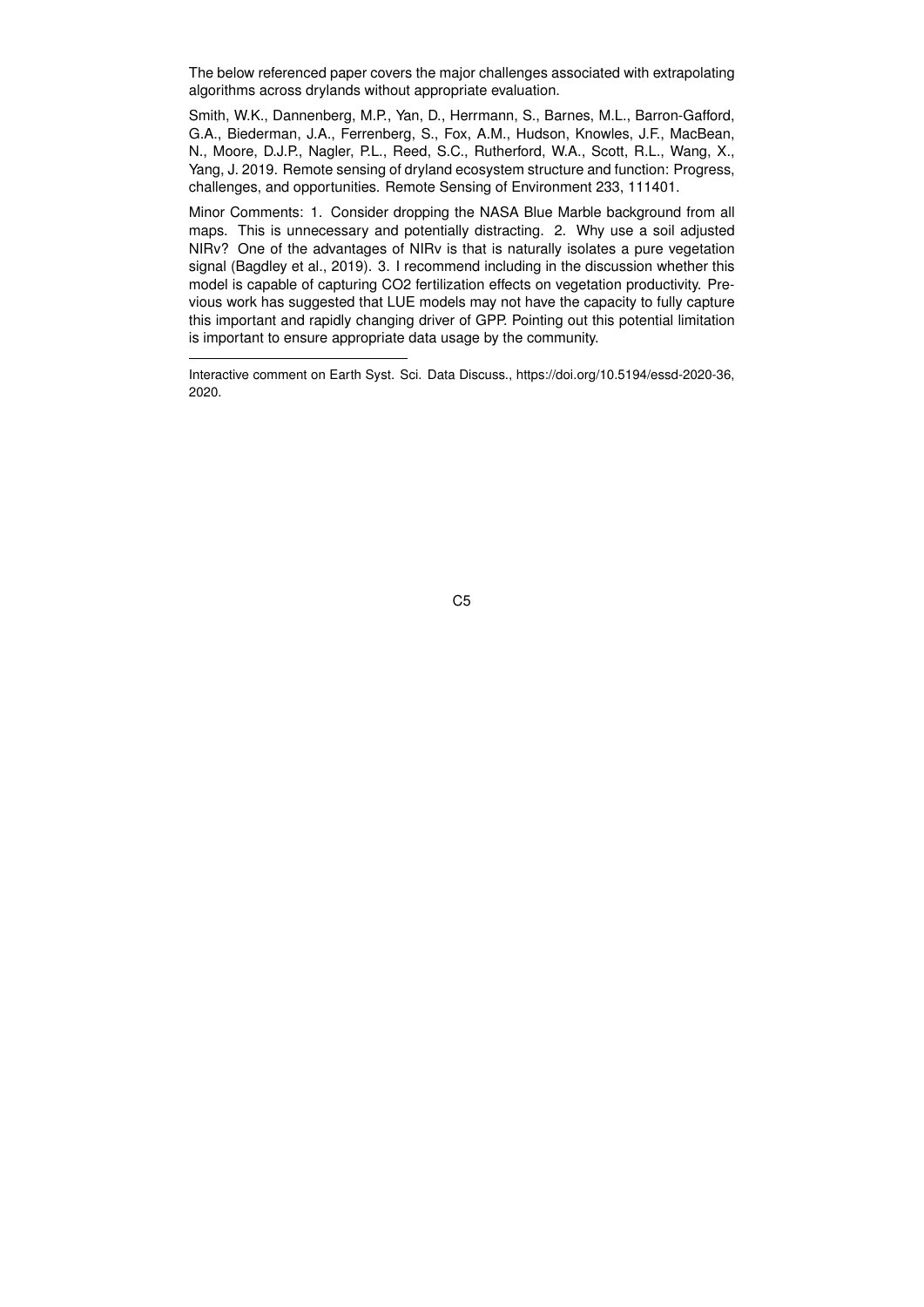The below referenced paper covers the major challenges associated with extrapolating algorithms across drylands without appropriate evaluation.

Smith, W.K., Dannenberg, M.P., Yan, D., Herrmann, S., Barnes, M.L., Barron-Gafford, G.A., Biederman, J.A., Ferrenberg, S., Fox, A.M., Hudson, Knowles, J.F., MacBean, N., Moore, D.J.P., Nagler, P.L., Reed, S.C., Rutherford, W.A., Scott, R.L., Wang, X., Yang, J. 2019. Remote sensing of dryland ecosystem structure and function: Progress, challenges, and opportunities. Remote Sensing of Environment 233, 111401.

Minor Comments: 1. Consider dropping the NASA Blue Marble background from all maps. This is unnecessary and potentially distracting. 2. Why use a soil adjusted NIRv? One of the advantages of NIRv is that is naturally isolates a pure vegetation signal (Bagdley et al., 2019). 3. I recommend including in the discussion whether this model is capable of capturing $CO_2$ fertilization effects on vegetation productivity. Previous work has suggested that LUE models may not have the capacity to fully capture this important and rapidly changing driver of GPP. Pointing out this potential limitation is important to ensure appropriate data usage by the community.

---

Interactive comment on Earth Syst. Sci. Data Discuss., https://doi.org/10.5194/essd-2020-36, 2020.